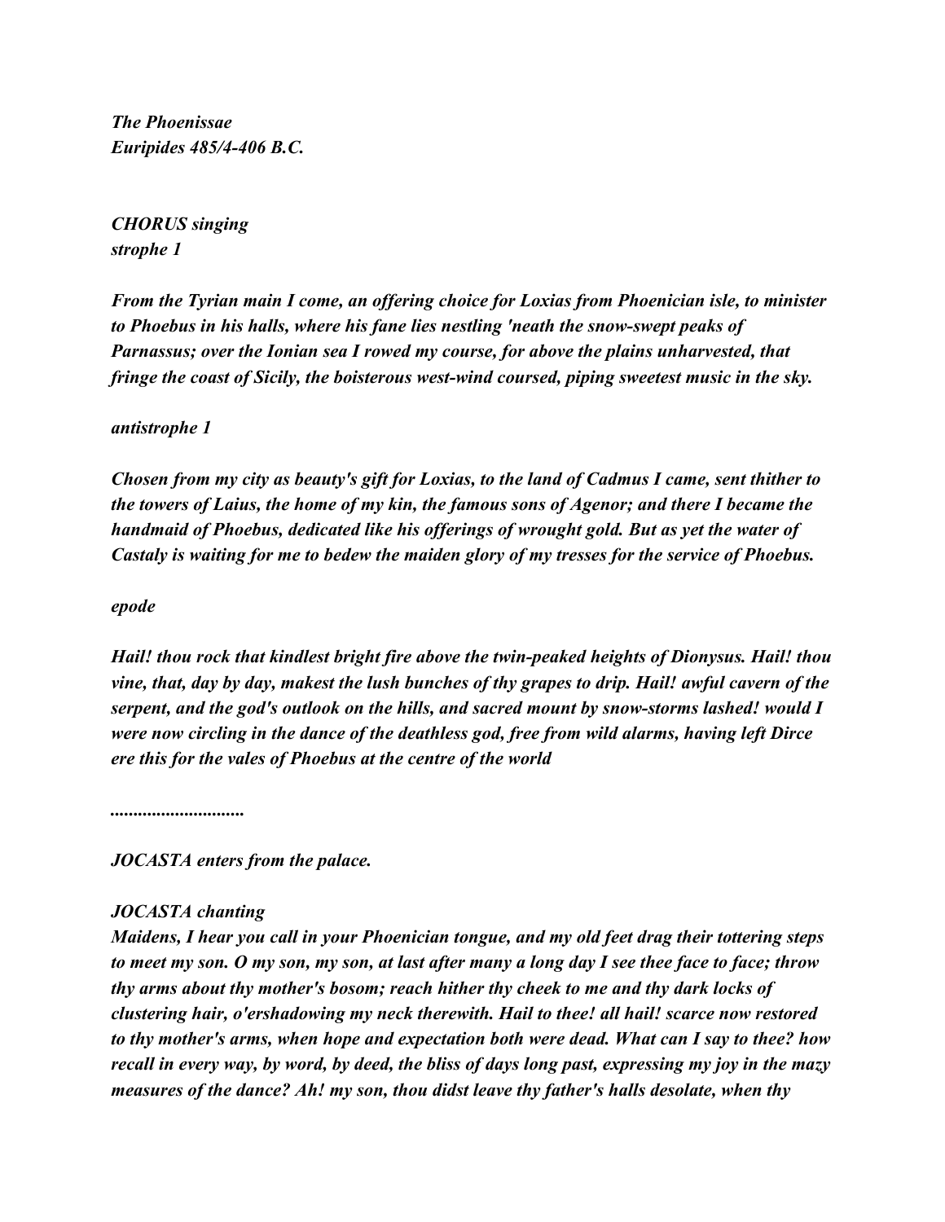*The Phoenissae*
*Euripides 485/4-406 B.C.*

*CHORUS singing*
*strophe 1*

*From the Tyrian main I come, an offering choice for Loxias from Phoenician isle, to minister to Phoebus in his halls, where his fane lies nestling 'neath the snow-swept peaks of Parnassus; over the Ionian sea I rowed my course, for above the plains unharvested, that fringe the coast of Sicily, the boisterous west-wind coursed, piping sweetest music in the sky.*

*antistrophe 1*

*Chosen from my city as beauty's gift for Loxias, to the land of Cadmus I came, sent thither to the towers of Laius, the home of my kin, the famous sons of Agenor; and there I became the handmaid of Phoebus, dedicated like his offerings of wrought gold. But as yet the water of Castaly is waiting for me to bedew the maiden glory of my tresses for the service of Phoebus.*

*epode*

*Hail! thou rock that kindlest bright fire above the twin-peaked heights of Dionysus. Hail! thou vine, that, day by day, makest the lush bunches of thy grapes to drip. Hail! awful cavern of the serpent, and the god's outlook on the hills, and sacred mount by snow-storms lashed! would I were now circling in the dance of the deathless god, free from wild alarms, having left Dirce ere this for the vales of Phoebus at the centre of the world*

*............................*

*JOCASTA enters from the palace.*

*JOCASTA chanting*
*Maidens, I hear you call in your Phoenician tongue, and my old feet drag their tottering steps to meet my son. O my son, my son, at last after many a long day I see thee face to face; throw thy arms about thy mother's bosom; reach hither thy cheek to me and thy dark locks of clustering hair, o'ershadowing my neck therewith. Hail to thee! all hail! scarce now restored to thy mother's arms, when hope and expectation both were dead. What can I say to thee? how recall in every way, by word, by deed, the bliss of days long past, expressing my joy in the mazy measures of the dance? Ah! my son, thou didst leave thy father's halls desolate, when thy*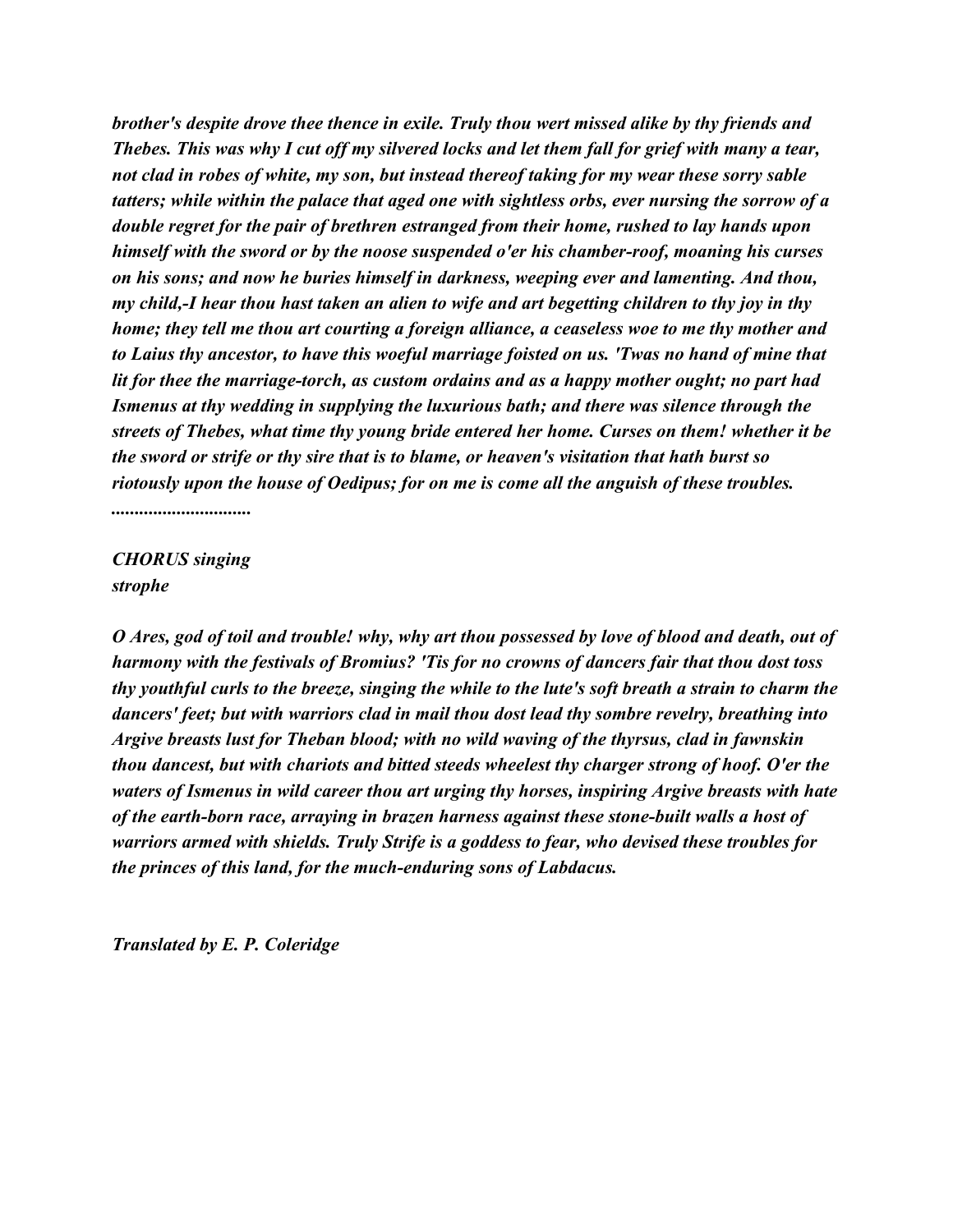*brother's despite drove thee thence in exile. Truly thou wert missed alike by thy friends and Thebes. This was why I cut off my silvered locks and let them fall for grief with many a tear, not clad in robes of white, my son, but instead thereof taking for my wear these sorry sable tatters; while within the palace that aged one with sightless orbs, ever nursing the sorrow of a double regret for the pair of brethren estranged from their home, rushed to lay hands upon himself with the sword or by the noose suspended o'er his chamber-roof, moaning his curses on his sons; and now he buries himself in darkness, weeping ever and lamenting. And thou, my child,-I hear thou hast taken an alien to wife and art begetting children to thy joy in thy home; they tell me thou art courting a foreign alliance, a ceaseless woe to me thy mother and to Laius thy ancestor, to have this woeful marriage foisted on us. 'Twas no hand of mine that lit for thee the marriage-torch, as custom ordains and as a happy mother ought; no part had Ismenus at thy wedding in supplying the luxurious bath; and there was silence through the streets of Thebes, what time thy young bride entered her home. Curses on them! whether it be the sword or strife or thy sire that is to blame, or heaven's visitation that hath burst so riotously upon the house of Oedipus; for on me is come all the anguish of these troubles.*
*..............................*

*CHORUS singing*
*strophe*

*O Ares, god of toil and trouble! why, why art thou possessed by love of blood and death, out of harmony with the festivals of Bromius? 'Tis for no crowns of dancers fair that thou dost toss thy youthful curls to the breeze, singing the while to the lute's soft breath a strain to charm the dancers' feet; but with warriors clad in mail thou dost lead thy sombre revelry, breathing into Argive breasts lust for Theban blood; with no wild waving of the thyrsus, clad in fawnskin thou dancest, but with chariots and bitted steeds wheelest thy charger strong of hoof. O'er the waters of Ismenus in wild career thou art urging thy horses, inspiring Argive breasts with hate of the earth-born race, arraying in brazen harness against these stone-built walls a host of warriors armed with shields. Truly Strife is a goddess to fear, who devised these troubles for the princes of this land, for the much-enduring sons of Labdacus.*

*Translated by E. P. Coleridge*